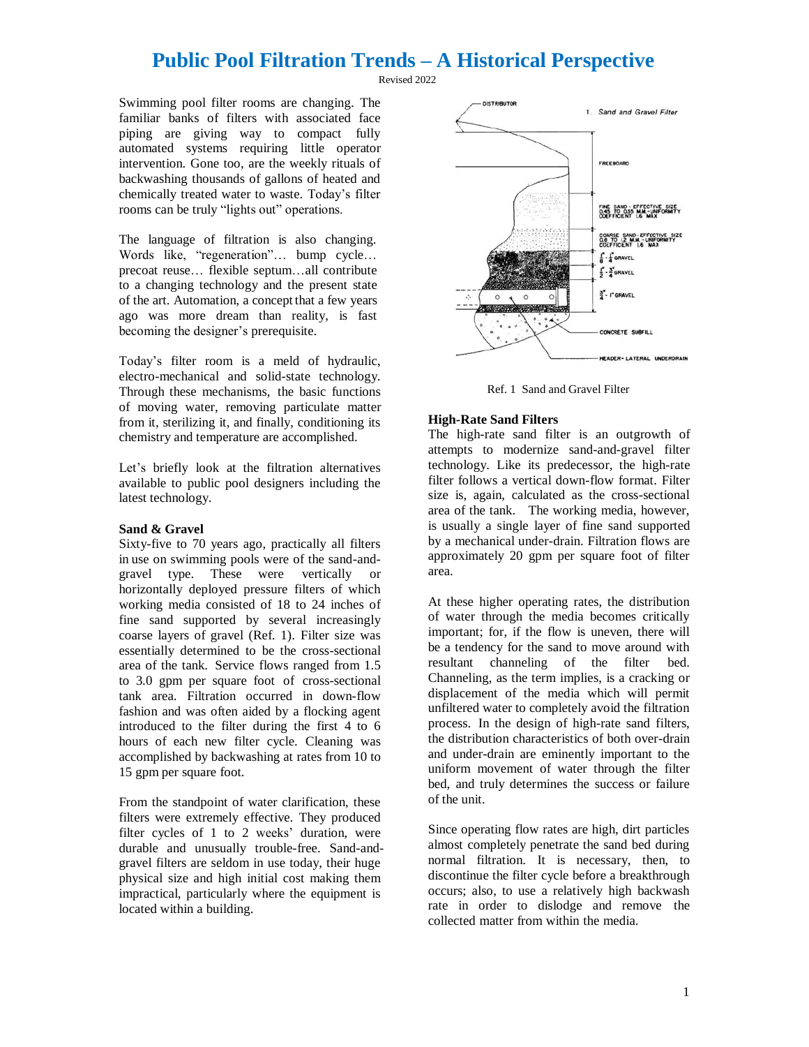# Public Pool Filtration Trends – A Historical Perspective

Revised 2022

Swimming pool filter rooms are changing. The familiar banks of filters with associated face piping are giving way to compact fully automated systems requiring little operator intervention. Gone too, are the weekly rituals of backwashing thousands of gallons of heated and chemically treated water to waste. Today's filter rooms can be truly "lights out" operations.

The language of filtration is also changing. Words like, "regeneration"… bump cycle… precoat reuse… flexible septum…all contribute to a changing technology and the present state of the art. Automation, a concept that a few years ago was more dream than reality, is fast becoming the designer's prerequisite.

Today's filter room is a meld of hydraulic, electro-mechanical and solid-state technology. Through these mechanisms, the basic functions of moving water, removing particulate matter from it, sterilizing it, and finally, conditioning its chemistry and temperature are accomplished.

Let's briefly look at the filtration alternatives available to public pool designers including the latest technology.

**Sand & Gravel**

Sixty-five to 70 years ago, practically all filters in use on swimming pools were of the sand-and-gravel type. These were vertically or horizontally deployed pressure filters of which working media consisted of 18 to 24 inches of fine sand supported by several increasingly coarse layers of gravel (Ref. 1). Filter size was essentially determined to be the cross-sectional area of the tank. Service flows ranged from 1.5 to 3.0 gpm per square foot of cross-sectional tank area. Filtration occurred in down-flow fashion and was often aided by a flocking agent introduced to the filter during the first 4 to 6 hours of each new filter cycle. Cleaning was accomplished by backwashing at rates from 10 to 15 gpm per square foot.

From the standpoint of water clarification, these filters were extremely effective. They produced filter cycles of 1 to 2 weeks' duration, were durable and unusually trouble-free. Sand-and-gravel filters are seldom in use today, their huge physical size and high initial cost making them impractical, particularly where the equipment is located within a building.

DISTRIBUTOR
1. *Sand and Gravel Filter*
FREEBOARD
FINE SAND - EFFECTIVE SIZE 0.45 TO 0.55 M.M. - UNIFORMITY COEFFICIENT 1.6 MAX
COARSE SAND - EFFECTIVE SIZE 0.8 TO 1.2 M.M. - UNIFORMITY COEFFICIENT 1.6 MAX
1/8" - 1/4" GRAVEL
1/2" - 3/4" GRAVEL
3/4" - 1" GRAVEL
CONCRETE SUBFILL
HEADER - LATERAL UNDERDRAIN

Ref. 1 Sand and Gravel Filter

**High-Rate Sand Filters**

The high-rate sand filter is an outgrowth of attempts to modernize sand-and-gravel filter technology. Like its predecessor, the high-rate filter follows a vertical down-flow format. Filter size is, again, calculated as the cross-sectional area of the tank. The working media, however, is usually a single layer of fine sand supported by a mechanical under-drain. Filtration flows are approximately 20 gpm per square foot of filter area.

At these higher operating rates, the distribution of water through the media becomes critically important; for, if the flow is uneven, there will be a tendency for the sand to move around with resultant channeling of the filter bed. Channeling, as the term implies, is a cracking or displacement of the media which will permit unfiltered water to completely avoid the filtration process. In the design of high-rate sand filters, the distribution characteristics of both over-drain and under-drain are eminently important to the uniform movement of water through the filter bed, and truly determines the success or failure of the unit.

Since operating flow rates are high, dirt particles almost completely penetrate the sand bed during normal filtration. It is necessary, then, to discontinue the filter cycle before a breakthrough occurs; also, to use a relatively high backwash rate in order to dislodge and remove the collected matter from within the media.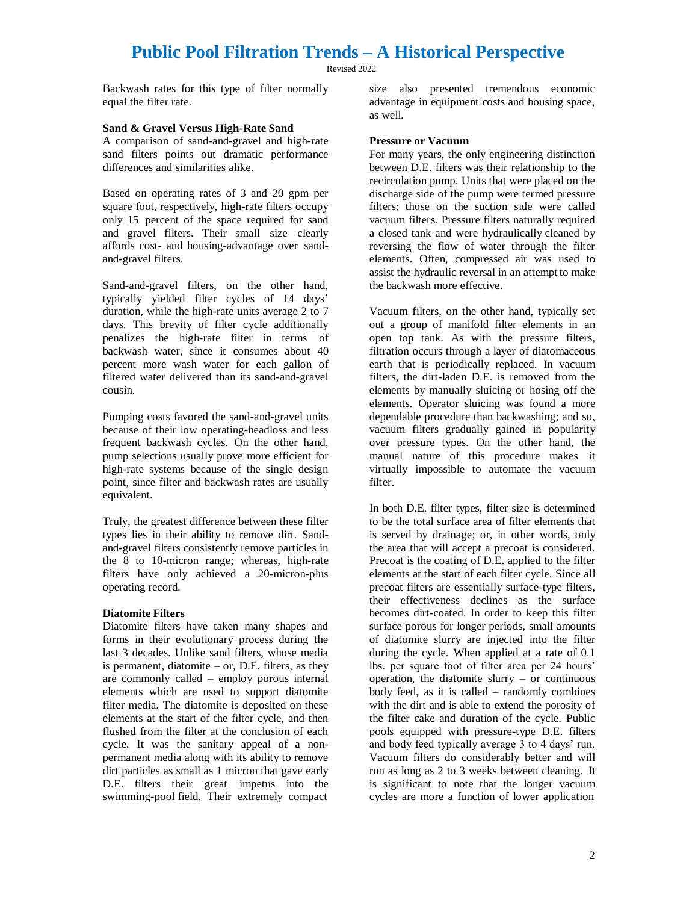Backwash rates for this type of filter normally equal the filter rate.

**Sand & Gravel Versus High-Rate Sand**

A comparison of sand-and-gravel and high-rate sand filters points out dramatic performance differences and similarities alike.

Based on operating rates of 3 and 20 gpm per square foot, respectively, high-rate filters occupy only 15 percent of the space required for sand and gravel filters. Their small size clearly affords cost- and housing-advantage over sand-and-gravel filters.

Sand-and-gravel filters, on the other hand, typically yielded filter cycles of 14 days' duration, while the high-rate units average 2 to 7 days. This brevity of filter cycle additionally penalizes the high-rate filter in terms of backwash water, since it consumes about 40 percent more wash water for each gallon of filtered water delivered than its sand-and-gravel cousin.

Pumping costs favored the sand-and-gravel units because of their low operating-headloss and less frequent backwash cycles. On the other hand, pump selections usually prove more efficient for high-rate systems because of the single design point, since filter and backwash rates are usually equivalent.

Truly, the greatest difference between these filter types lies in their ability to remove dirt. Sand-and-gravel filters consistently remove particles in the 8 to 10-micron range; whereas, high-rate filters have only achieved a 20-micron-plus operating record.

**Diatomite Filters**

Diatomite filters have taken many shapes and forms in their evolutionary process during the last 3 decades. Unlike sand filters, whose media is permanent, diatomite – or, D.E. filters, as they are commonly called – employ porous internal elements which are used to support diatomite filter media. The diatomite is deposited on these elements at the start of the filter cycle, and then flushed from the filter at the conclusion of each cycle. It was the sanitary appeal of a non-permanent media along with its ability to remove dirt particles as small as 1 micron that gave early D.E. filters their great impetus into the swimming-pool field. Their extremely compact size also presented tremendous economic advantage in equipment costs and housing space, as well.

**Pressure or Vacuum**

For many years, the only engineering distinction between D.E. filters was their relationship to the recirculation pump. Units that were placed on the discharge side of the pump were termed pressure filters; those on the suction side were called vacuum filters. Pressure filters naturally required a closed tank and were hydraulically cleaned by reversing the flow of water through the filter elements. Often, compressed air was used to assist the hydraulic reversal in an attempt to make the backwash more effective.

Vacuum filters, on the other hand, typically set out a group of manifold filter elements in an open top tank. As with the pressure filters, filtration occurs through a layer of diatomaceous earth that is periodically replaced. In vacuum filters, the dirt-laden D.E. is removed from the elements by manually sluicing or hosing off the elements. Operator sluicing was found a more dependable procedure than backwashing; and so, vacuum filters gradually gained in popularity over pressure types. On the other hand, the manual nature of this procedure makes it virtually impossible to automate the vacuum filter.

In both D.E. filter types, filter size is determined to be the total surface area of filter elements that is served by drainage; or, in other words, only the area that will accept a precoat is considered. Precoat is the coating of D.E. applied to the filter elements at the start of each filter cycle. Since all precoat filters are essentially surface-type filters, their effectiveness declines as the surface becomes dirt-coated. In order to keep this filter surface porous for longer periods, small amounts of diatomite slurry are injected into the filter during the cycle. When applied at a rate of 0.1 lbs. per square foot of filter area per 24 hours' operation, the diatomite slurry – or continuous body feed, as it is called – randomly combines with the dirt and is able to extend the porosity of the filter cake and duration of the cycle. Public pools equipped with pressure-type D.E. filters and body feed typically average 3 to 4 days' run. Vacuum filters do considerably better and will run as long as 2 to 3 weeks between cleaning. It is significant to note that the longer vacuum cycles are more a function of lower application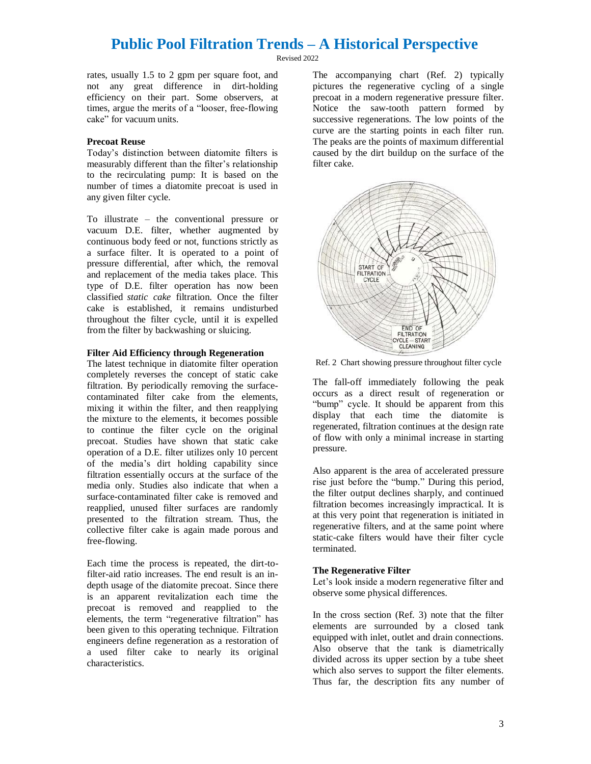rates, usually 1.5 to 2 gpm per square foot, and not any great difference in dirt-holding efficiency on their part. Some observers, at times, argue the merits of a "looser, free-flowing cake" for vacuum units.

**Precoat Reuse**

Today's distinction between diatomite filters is measurably different than the filter's relationship to the recirculating pump: It is based on the number of times a diatomite precoat is used in any given filter cycle.

To illustrate – the conventional pressure or vacuum D.E. filter, whether augmented by continuous body feed or not, functions strictly as a surface filter. It is operated to a point of pressure differential, after which, the removal and replacement of the media takes place. This type of D.E. filter operation has now been classified *static cake* filtration. Once the filter cake is established, it remains undisturbed throughout the filter cycle, until it is expelled from the filter by backwashing or sluicing.

**Filter Aid Efficiency through Regeneration**

The latest technique in diatomite filter operation completely reverses the concept of static cake filtration. By periodically removing the surface-contaminated filter cake from the elements, mixing it within the filter, and then reapplying the mixture to the elements, it becomes possible to continue the filter cycle on the original precoat. Studies have shown that static cake operation of a D.E. filter utilizes only 10 percent of the media's dirt holding capability since filtration essentially occurs at the surface of the media only. Studies also indicate that when a surface-contaminated filter cake is removed and reapplied, unused filter surfaces are randomly presented to the filtration stream. Thus, the collective filter cake is again made porous and free-flowing.

Each time the process is repeated, the dirt-to-filter-aid ratio increases. The end result is an in-depth usage of the diatomite precoat. Since there is an apparent revitalization each time the precoat is removed and reapplied to the elements, the term "regenerative filtration" has been given to this operating technique. Filtration engineers define regeneration as a restoration of a used filter cake to nearly its original characteristics.

The accompanying chart (Ref. 2) typically pictures the regenerative cycling of a single precoat in a modern regenerative pressure filter. Notice the saw-tooth pattern formed by successive regenerations. The low points of the curve are the starting points in each filter run. The peaks are the points of maximum differential caused by the dirt buildup on the surface of the filter cake.

Ref. 2 Chart showing pressure throughout filter cycle

The fall-off immediately following the peak occurs as a direct result of regeneration or "bump" cycle. It should be apparent from this display that each time the diatomite is regenerated, filtration continues at the design rate of flow with only a minimal increase in starting pressure.

Also apparent is the area of accelerated pressure rise just before the "bump." During this period, the filter output declines sharply, and continued filtration becomes increasingly impractical. It is at this very point that regeneration is initiated in regenerative filters, and at the same point where static-cake filters would have their filter cycle terminated.

**The Regenerative Filter**

Let's look inside a modern regenerative filter and observe some physical differences.

In the cross section (Ref. 3) note that the filter elements are surrounded by a closed tank equipped with inlet, outlet and drain connections. Also observe that the tank is diametrically divided across its upper section by a tube sheet which also serves to support the filter elements. Thus far, the description fits any number of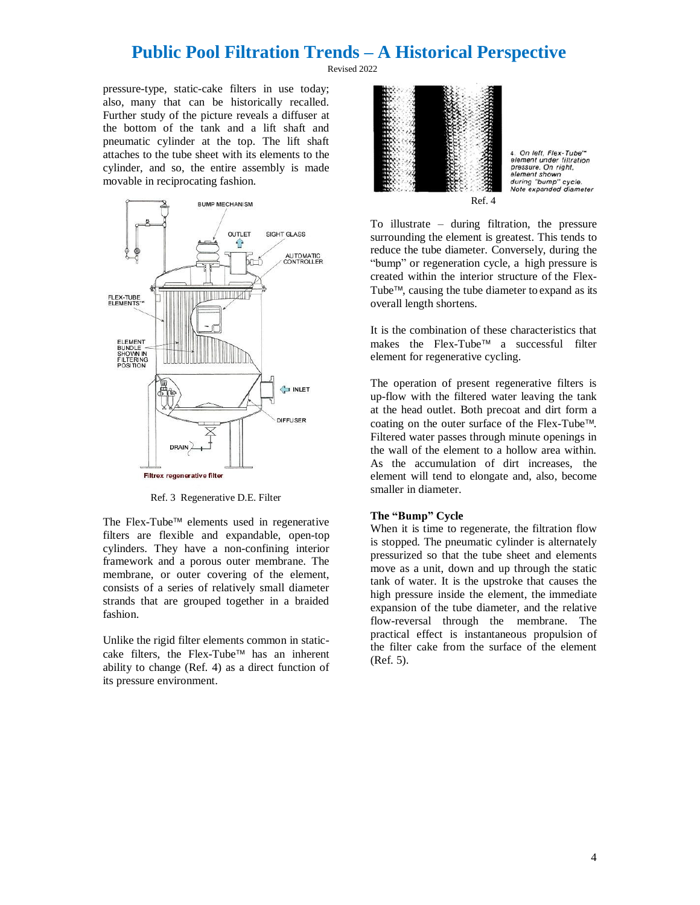pressure-type, static-cake filters in use today; also, many that can be historically recalled. Further study of the picture reveals a diffuser at the bottom of the tank and a lift shaft and pneumatic cylinder at the top. The lift shaft attaches to the tube sheet with its elements to the cylinder, and so, the entire assembly is made movable in reciprocating fashion.

BUMP MECHANISM

OUTLET

SIGHT GLASS

AUTOMATIC CONTROLLER

FLEX-TUBE ELEMENTS™

ELEMENT BUNDLE SHOWN IN FILTERING POSITION

INLET

DIFFUSER

DRAIN

Filtrex regenerative filter

Ref. 3 Regenerative D.E. Filter

The Flex-Tube™ elements used in regenerative filters are flexible and expandable, open-top cylinders. They have a non-confining interior framework and a porous outer membrane. The membrane, or outer covering of the element, consists of a series of relatively small diameter strands that are grouped together in a braided fashion.

Unlike the rigid filter elements common in static-cake filters, the Flex-Tube™ has an inherent ability to change (Ref. 4) as a direct function of its pressure environment.

*4. On left, Flex-Tube™ element under filtration pressure. On right, element shown during "bump" cycle. Note expanded diameter*

Ref. 4

To illustrate – during filtration, the pressure surrounding the element is greatest. This tends to reduce the tube diameter. Conversely, during the "bump" or regeneration cycle, a high pressure is created within the interior structure of the Flex-Tube™, causing the tube diameter to expand as its overall length shortens.

It is the combination of these characteristics that makes the Flex-Tube™ a successful filter element for regenerative cycling.

The operation of present regenerative filters is up-flow with the filtered water leaving the tank at the head outlet. Both precoat and dirt form a coating on the outer surface of the Flex-Tube™. Filtered water passes through minute openings in the wall of the element to a hollow area within. As the accumulation of dirt increases, the element will tend to elongate and, also, become smaller in diameter.

**The "Bump" Cycle**

When it is time to regenerate, the filtration flow is stopped. The pneumatic cylinder is alternately pressurized so that the tube sheet and elements move as a unit, down and up through the static tank of water. It is the upstroke that causes the high pressure inside the element, the immediate expansion of the tube diameter, and the relative flow-reversal through the membrane. The practical effect is instantaneous propulsion of the filter cake from the surface of the element (Ref. 5).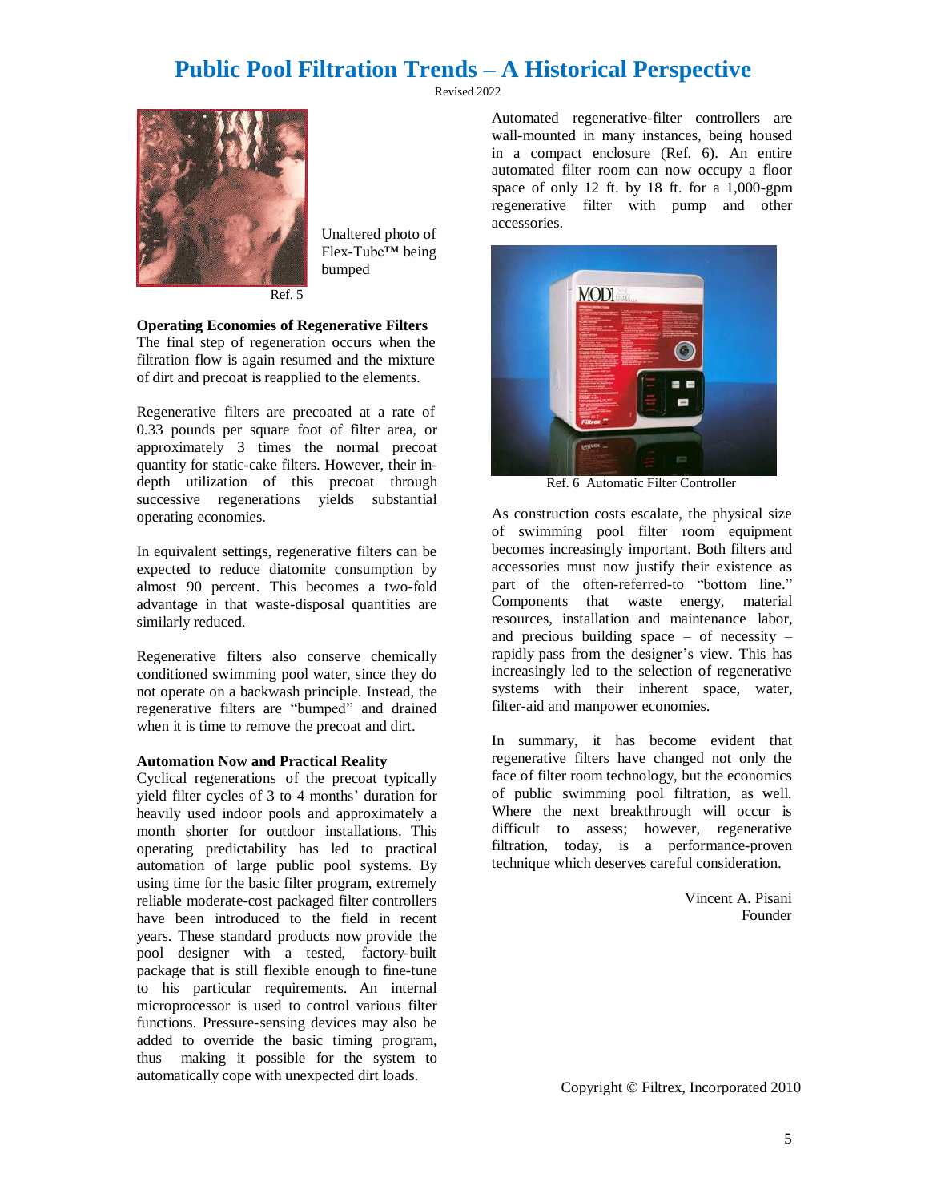# Public Pool Filtration Trends – A Historical Perspective

Revised 2022

Unaltered photo of Flex-Tube™ being bumped

Ref. 5

**Operating Economies of Regenerative Filters**

The final step of regeneration occurs when the filtration flow is again resumed and the mixture of dirt and precoat is reapplied to the elements.

Regenerative filters are precoated at a rate of 0.33 pounds per square foot of filter area, or approximately 3 times the normal precoat quantity for static-cake filters. However, their in-depth utilization of this precoat through successive regenerations yields substantial operating economies.

In equivalent settings, regenerative filters can be expected to reduce diatomite consumption by almost 90 percent. This becomes a two-fold advantage in that waste-disposal quantities are similarly reduced.

Regenerative filters also conserve chemically conditioned swimming pool water, since they do not operate on a backwash principle. Instead, the regenerative filters are "bumped" and drained when it is time to remove the precoat and dirt.

**Automation Now and Practical Reality**

Cyclical regenerations of the precoat typically yield filter cycles of 3 to 4 months' duration for heavily used indoor pools and approximately a month shorter for outdoor installations. This operating predictability has led to practical automation of large public pool systems. By using time for the basic filter program, extremely reliable moderate-cost packaged filter controllers have been introduced to the field in recent years. These standard products now provide the pool designer with a tested, factory-built package that is still flexible enough to fine-tune to his particular requirements. An internal microprocessor is used to control various filter functions. Pressure-sensing devices may also be added to override the basic timing program, thus making it possible for the system to automatically cope with unexpected dirt loads.

Automated regenerative-filter controllers are wall-mounted in many instances, being housed in a compact enclosure (Ref. 6). An entire automated filter room can now occupy a floor space of only 12 ft. by 18 ft. for a 1,000-gpm regenerative filter with pump and other accessories.

Ref. 6 Automatic Filter Controller

As construction costs escalate, the physical size of swimming pool filter room equipment becomes increasingly important. Both filters and accessories must now justify their existence as part of the often-referred-to "bottom line." Components that waste energy, material resources, installation and maintenance labor, and precious building space – of necessity – rapidly pass from the designer's view. This has increasingly led to the selection of regenerative systems with their inherent space, water, filter-aid and manpower economies.

In summary, it has become evident that regenerative filters have changed not only the face of filter room technology, but the economics of public swimming pool filtration, as well. Where the next breakthrough will occur is difficult to assess; however, regenerative filtration, today, is a performance-proven technique which deserves careful consideration.

Vincent A. Pisani
Founder

Copyright © Filtrex, Incorporated 2010